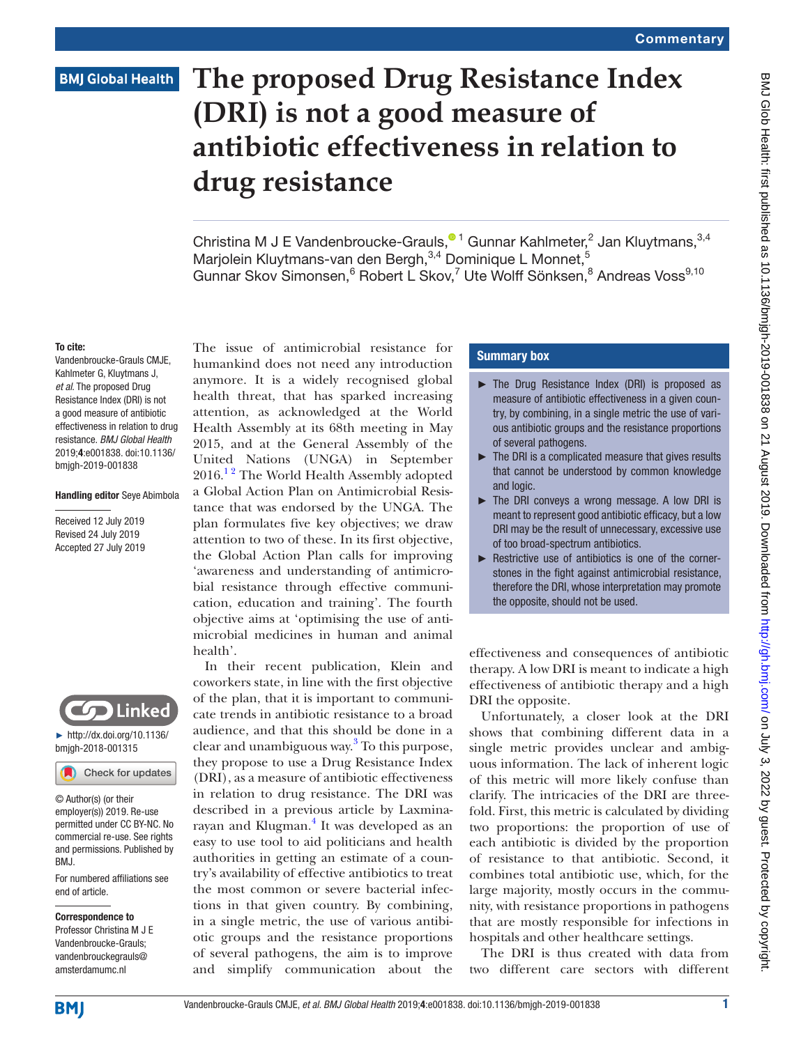Commentary

# The proposed Drug Resistance Index (DRI) is not a good measure of antibiotic effectiveness in relation to drug resistance

Christina M J E Vandenbroucke-Grauls,[1] Gunnar Kahlmeter,[2] Jan Kluytmans,[3,4] Marjolein Kluytmans-van den Bergh,[3,4] Dominique L Monnet,[5] Gunnar Skov Simonsen,[6] Robert L Skov,[7] Ute Wolff Sönksen,[8] Andreas Voss[9,10]

**To cite:** Vandenbroucke-Grauls CMJE, Kahlmeter G, Kluytmans J, *et al*. The proposed Drug Resistance Index (DRI) is not a good measure of antibiotic effectiveness in relation to drug resistance. *BMJ Global Health* 2019;**4**:e001838. doi:10.1136/bmjgh-2019-001838

**Handling editor** Seye Abimbola

Received 12 July 2019
Revised 24 July 2019
Accepted 27 July 2019

► http://dx.doi.org/10.1136/bmjgh-2018-001315

© Author(s) (or their employer(s)) 2019. Re-use permitted under CC BY-NC. No commercial re-use. See rights and permissions. Published by BMJ.

For numbered affiliations see end of article.

**Correspondence to**
Professor Christina M J E Vandenbroucke-Grauls;
vandenbrouckegrauls@amsterdamumc.nl

## Summary box

- The Drug Resistance Index (DRI) is proposed as measure of antibiotic effectiveness in a given country, by combining, in a single metric the use of various antibiotic groups and the resistance proportions of several pathogens.
- The DRI is a complicated measure that gives results that cannot be understood by common knowledge and logic.
- The DRI conveys a wrong message. A low DRI is meant to represent good antibiotic efficacy, but a low DRI may be the result of unnecessary, excessive use of too broad-spectrum antibiotics.
- Restrictive use of antibiotics is one of the cornerstones in the fight against antimicrobial resistance, therefore the DRI, whose interpretation may promote the opposite, should not be used.

The issue of antimicrobial resistance for humankind does not need any introduction anymore. It is a widely recognised global health threat, that has sparked increasing attention, as acknowledged at the World Health Assembly at its 68th meeting in May 2015, and at the General Assembly of the United Nations (UNGA) in September 2016.[1,2] The World Health Assembly adopted a Global Action Plan on Antimicrobial Resistance that was endorsed by the UNGA. The plan formulates five key objectives; we draw attention to two of these. In its first objective, the Global Action Plan calls for improving 'awareness and understanding of antimicrobial resistance through effective communication, education and training'. The fourth objective aims at 'optimising the use of antimicrobial medicines in human and animal health'.

In their recent publication, Klein and coworkers state, in line with the first objective of the plan, that it is important to communicate trends in antibiotic resistance to a broad audience, and that this should be done in a clear and unambiguous way.[3] To this purpose, they propose to use a Drug Resistance Index (DRI), as a measure of antibiotic effectiveness in relation to drug resistance. The DRI was described in a previous article by Laxminarayan and Klugman.[4] It was developed as an easy to use tool to aid politicians and health authorities in getting an estimate of a country's availability of effective antibiotics to treat the most common or severe bacterial infections in that given country. By combining, in a single metric, the use of various antibiotic groups and the resistance proportions of several pathogens, the aim is to improve and simplify communication about the effectiveness and consequences of antibiotic therapy. A low DRI is meant to indicate a high effectiveness of antibiotic therapy and a high DRI the opposite.

Unfortunately, a closer look at the DRI shows that combining different data in a single metric provides unclear and ambiguous information. The lack of inherent logic of this metric will more likely confuse than clarify. The intricacies of the DRI are threefold. First, this metric is calculated by dividing two proportions: the proportion of use of each antibiotic is divided by the proportion of resistance to that antibiotic. Second, it combines total antibiotic use, which, for the large majority, mostly occurs in the community, with resistance proportions in pathogens that are mostly responsible for infections in hospitals and other healthcare settings.

The DRI is thus created with data from two different care sectors with different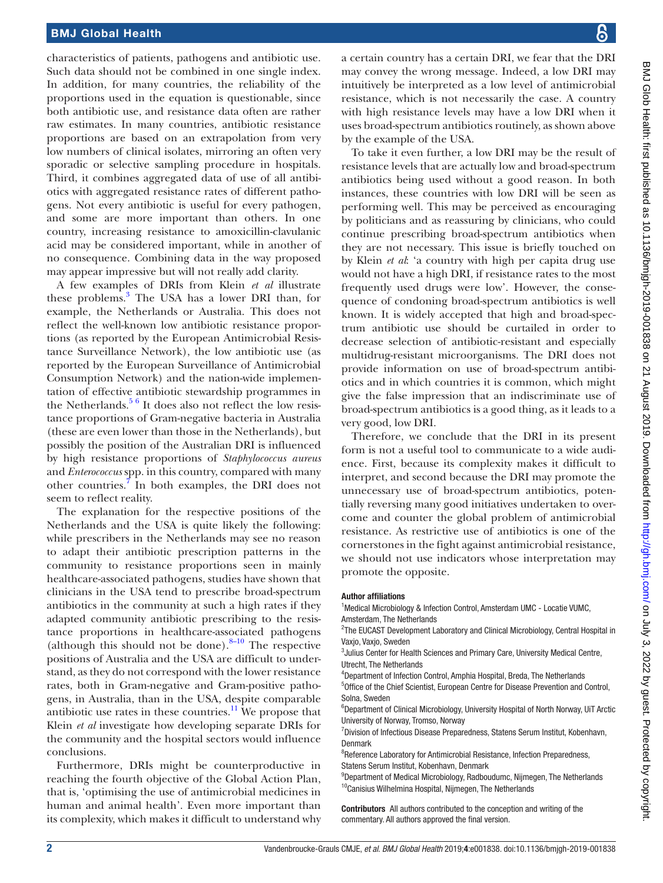characteristics of patients, pathogens and antibiotic use. Such data should not be combined in one single index. In addition, for many countries, the reliability of the proportions used in the equation is questionable, since both antibiotic use, and resistance data often are rather raw estimates. In many countries, antibiotic resistance proportions are based on an extrapolation from very low numbers of clinical isolates, mirroring an often very sporadic or selective sampling procedure in hospitals. Third, it combines aggregated data of use of all antibiotics with aggregated resistance rates of different pathogens. Not every antibiotic is useful for every pathogen, and some are more important than others. In one country, increasing resistance to amoxicillin-clavulanic acid may be considered important, while in another of no consequence. Combining data in the way proposed may appear impressive but will not really add clarity.

A few examples of DRIs from Klein *et al* illustrate these problems.[3] The USA has a lower DRI than, for example, the Netherlands or Australia. This does not reflect the well-known low antibiotic resistance proportions (as reported by the European Antimicrobial Resistance Surveillance Network), the low antibiotic use (as reported by the European Surveillance of Antimicrobial Consumption Network) and the nation-wide implementation of effective antibiotic stewardship programmes in the Netherlands.[5 6] It does also not reflect the low resistance proportions of Gram-negative bacteria in Australia (these are even lower than those in the Netherlands), but possibly the position of the Australian DRI is influenced by high resistance proportions of *Staphylococcus aureus* and *Enterococcus* spp. in this country, compared with many other countries.[7] In both examples, the DRI does not seem to reflect reality.

The explanation for the respective positions of the Netherlands and the USA is quite likely the following: while prescribers in the Netherlands may see no reason to adapt their antibiotic prescription patterns in the community to resistance proportions seen in mainly healthcare-associated pathogens, studies have shown that clinicians in the USA tend to prescribe broad-spectrum antibiotics in the community at such a high rates if they adapted community antibiotic prescribing to the resistance proportions in healthcare-associated pathogens (although this should not be done).[8–10] The respective positions of Australia and the USA are difficult to understand, as they do not correspond with the lower resistance rates, both in Gram-negative and Gram-positive pathogens, in Australia, than in the USA, despite comparable antibiotic use rates in these countries.[11] We propose that Klein *et al* investigate how developing separate DRIs for the community and the hospital sectors would influence conclusions.

Furthermore, DRIs might be counterproductive in reaching the fourth objective of the Global Action Plan, that is, 'optimising the use of antimicrobial medicines in human and animal health'. Even more important than its complexity, which makes it difficult to understand why a certain country has a certain DRI, we fear that the DRI may convey the wrong message. Indeed, a low DRI may intuitively be interpreted as a low level of antimicrobial resistance, which is not necessarily the case. A country with high resistance levels may have a low DRI when it uses broad-spectrum antibiotics routinely, as shown above by the example of the USA.

To take it even further, a low DRI may be the result of resistance levels that are actually low and broad-spectrum antibiotics being used without a good reason. In both instances, these countries with low DRI will be seen as performing well. This may be perceived as encouraging by politicians and as reassuring by clinicians, who could continue prescribing broad-spectrum antibiotics when they are not necessary. This issue is briefly touched on by Klein *et al*: 'a country with high per capita drug use would not have a high DRI, if resistance rates to the most frequently used drugs were low'. However, the consequence of condoning broad-spectrum antibiotics is well known. It is widely accepted that high and broad-spectrum antibiotic use should be curtailed in order to decrease selection of antibiotic-resistant and especially multidrug-resistant microorganisms. The DRI does not provide information on use of broad-spectrum antibiotics and in which countries it is common, which might give the false impression that an indiscriminate use of broad-spectrum antibiotics is a good thing, as it leads to a very good, low DRI.

Therefore, we conclude that the DRI in its present form is not a useful tool to communicate to a wide audience. First, because its complexity makes it difficult to interpret, and second because the DRI may promote the unnecessary use of broad-spectrum antibiotics, potentially reversing many good initiatives undertaken to overcome and counter the global problem of antimicrobial resistance. As restrictive use of antibiotics is one of the cornerstones in the fight against antimicrobial resistance, we should not use indicators whose interpretation may promote the opposite.

#### Author affiliations

[1]Medical Microbiology & Infection Control, Amsterdam UMC - Locatie VUMC, Amsterdam, The Netherlands
[2]The EUCAST Development Laboratory and Clinical Microbiology, Central Hospital in Vaxjo, Vaxjo, Sweden
[3]Julius Center for Health Sciences and Primary Care, University Medical Centre, Utrecht, The Netherlands
[4]Department of Infection Control, Amphia Hospital, Breda, The Netherlands
[5]Office of the Chief Scientist, European Centre for Disease Prevention and Control, Solna, Sweden
[6]Department of Clinical Microbiology, University Hospital of North Norway, UiT Arctic University of Norway, Tromso, Norway
[7]Division of Infectious Disease Preparedness, Statens Serum Institut, Kobenhavn, Denmark
[8]Reference Laboratory for Antimicrobial Resistance, Infection Preparedness, Statens Serum Institut, Kobenhavn, Denmark
[9]Department of Medical Microbiology, Radboudumc, Nijmegen, The Netherlands
[10]Canisius Wilhelmina Hospital, Nijmegen, The Netherlands

**Contributors** All authors contributed to the conception and writing of the commentary. All authors approved the final version.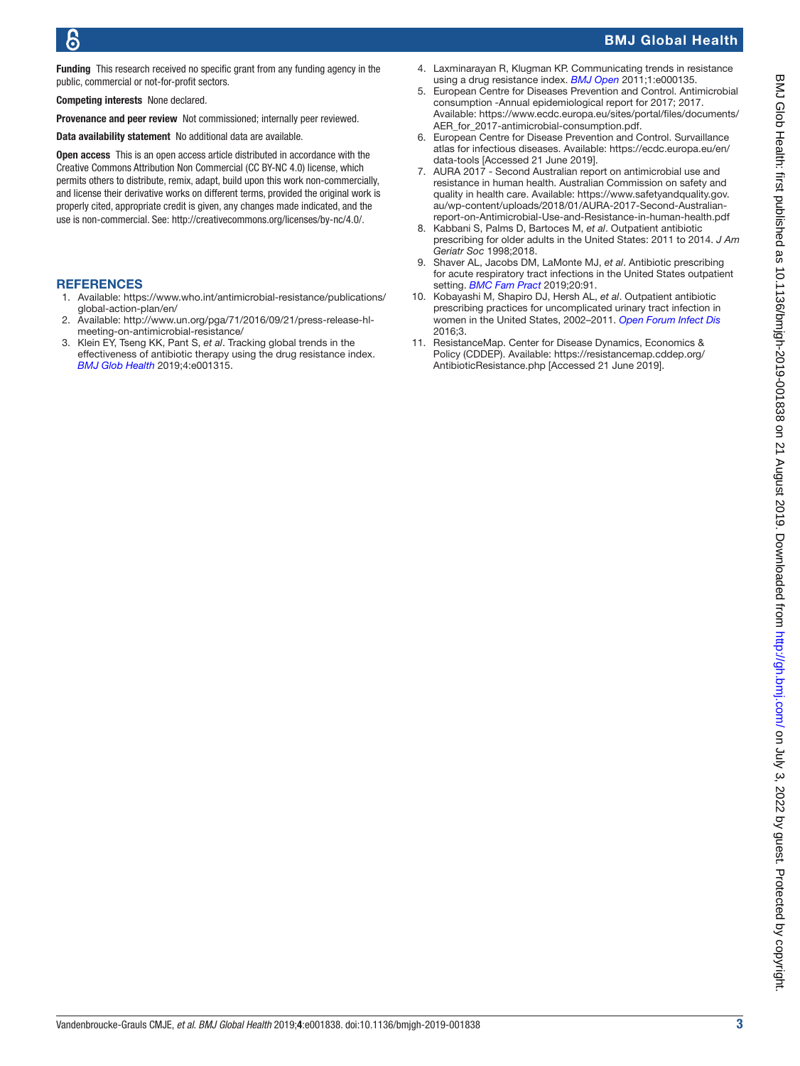**Funding** This research received no specific grant from any funding agency in the public, commercial or not-for-profit sectors.

**Competing interests** None declared.

**Provenance and peer review** Not commissioned; internally peer reviewed.

**Data availability statement** No additional data are available.

**Open access** This is an open access article distributed in accordance with the Creative Commons Attribution Non Commercial (CC BY-NC 4.0) license, which permits others to distribute, remix, adapt, build upon this work non-commercially, and license their derivative works on different terms, provided the original work is properly cited, appropriate credit is given, any changes made indicated, and the use is non-commercial. See: http://creativecommons.org/licenses/by-nc/4.0/.

## REFERENCES

1. Available: https://www.who.int/antimicrobial-resistance/publications/global-action-plan/en/
2. Available: http://www.un.org/pga/71/2016/09/21/press-release-hl-meeting-on-antimicrobial-resistance/
3. Klein EY, Tseng KK, Pant S, *et al*. Tracking global trends in the effectiveness of antibiotic therapy using the drug resistance index. *BMJ Glob Health* 2019;4:e001315.
4. Laxminarayan R, Klugman KP. Communicating trends in resistance using a drug resistance index. *BMJ Open* 2011;1:e000135.
5. European Centre for Diseases Prevention and Control. Antimicrobial consumption -Annual epidemiological report for 2017; 2017. Available: https://www.ecdc.europa.eu/sites/portal/files/documents/AER_for_2017-antimicrobial-consumption.pdf.
6. European Centre for Disease Prevention and Control. Survaillance atlas for infectious diseases. Available: https://ecdc.europa.eu/en/data-tools [Accessed 21 June 2019].
7. AURA 2017 - Second Australian report on antimicrobial use and resistance in human health. Australian Commission on safety and quality in health care. Available: https://www.safetyandquality.gov.au/wp-content/uploads/2018/01/AURA-2017-Second-Australian-report-on-Antimicrobial-Use-and-Resistance-in-human-health.pdf
8. Kabbani S, Palms D, Bartoces M, *et al*. Outpatient antibiotic prescribing for older adults in the United States: 2011 to 2014. *J Am Geriatr Soc* 1998;2018.
9. Shaver AL, Jacobs DM, LaMonte MJ, *et al*. Antibiotic prescribing for acute respiratory tract infections in the United States outpatient setting. *BMC Fam Pract* 2019;20:91.
10. Kobayashi M, Shapiro DJ, Hersh AL, *et al*. Outpatient antibiotic prescribing practices for uncomplicated urinary tract infection in women in the United States, 2002–2011. *Open Forum Infect Dis* 2016;3.
11. ResistanceMap. Center for Disease Dynamics, Economics & Policy (CDDEP). Available: https://resistancemap.cddep.org/AntibioticResistance.php [Accessed 21 June 2019].